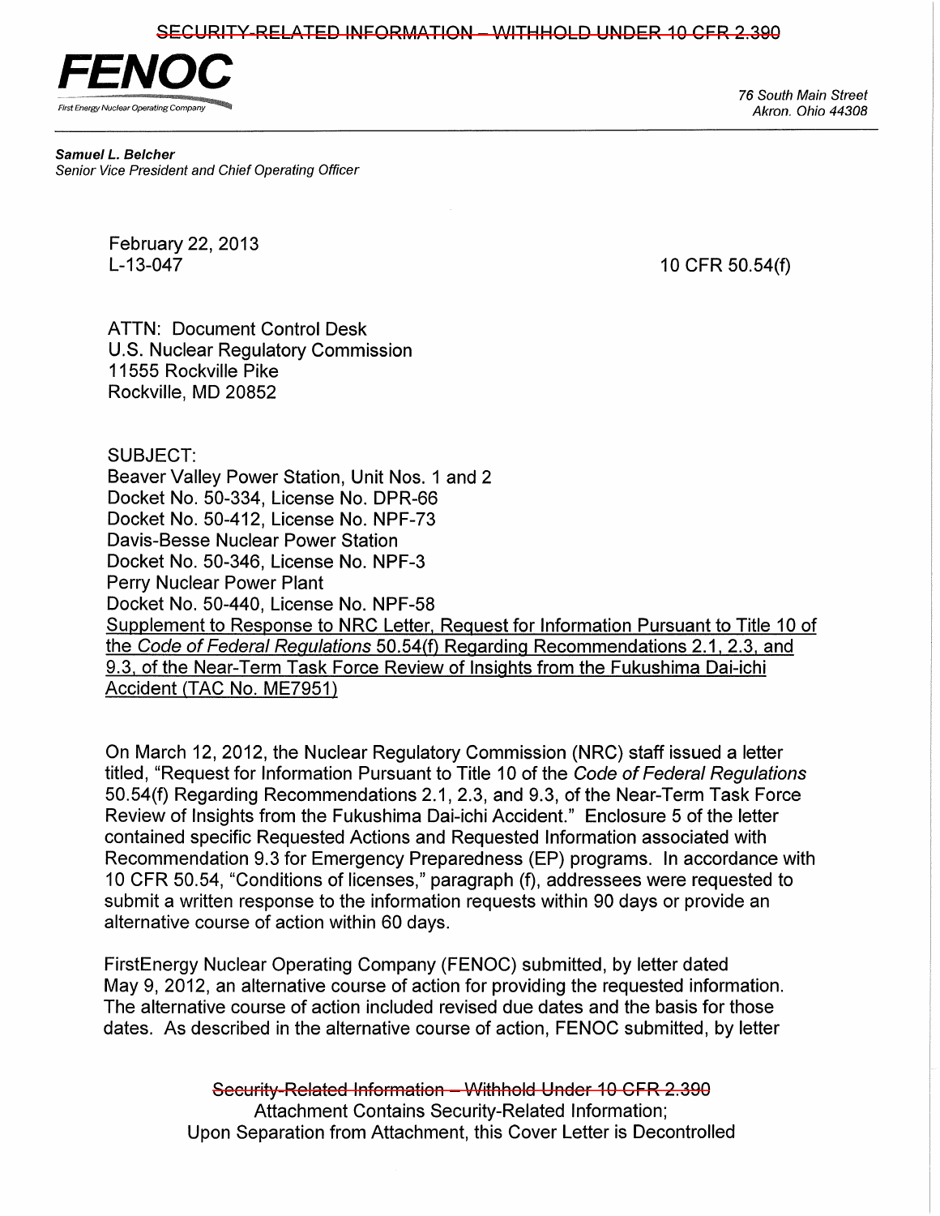~~SECURITY-RELATED INFORMATION – WITHHOLD UNDER 10 CFR 2.390~~

**FENOC**

First Energy Nuclear Operating Company

76 South Main Street
Akron, Ohio 44308

***Samuel L. Belcher***
*Senior Vice President and Chief Operating Officer*

February 22, 2013
L-13-047

10 CFR 50.54(f)

ATTN: Document Control Desk
U.S. Nuclear Regulatory Commission
11555 Rockville Pike
Rockville, MD 20852

SUBJECT:
Beaver Valley Power Station, Unit Nos. 1 and 2
Docket No. 50-334, License No. DPR-66
Docket No. 50-412, License No. NPF-73
Davis-Besse Nuclear Power Station
Docket No. 50-346, License No. NPF-3
Perry Nuclear Power Plant
Docket No. 50-440, License No. NPF-58
Supplement to Response to NRC Letter, Request for Information Pursuant to Title 10 of the *Code of Federal Regulations* 50.54(f) Regarding Recommendations 2.1, 2.3, and 9.3, of the Near-Term Task Force Review of Insights from the Fukushima Dai-ichi Accident (TAC No. ME7951)

On March 12, 2012, the Nuclear Regulatory Commission (NRC) staff issued a letter titled, "Request for Information Pursuant to Title 10 of the *Code of Federal Regulations* 50.54(f) Regarding Recommendations 2.1, 2.3, and 9.3, of the Near-Term Task Force Review of Insights from the Fukushima Dai-ichi Accident." Enclosure 5 of the letter contained specific Requested Actions and Requested Information associated with Recommendation 9.3 for Emergency Preparedness (EP) programs. In accordance with 10 CFR 50.54, "Conditions of licenses," paragraph (f), addressees were requested to submit a written response to the information requests within 90 days or provide an alternative course of action within 60 days.

FirstEnergy Nuclear Operating Company (FENOC) submitted, by letter dated May 9, 2012, an alternative course of action for providing the requested information. The alternative course of action included revised due dates and the basis for those dates. As described in the alternative course of action, FENOC submitted, by letter

~~Security-Related Information – Withhold Under 10 CFR 2.390~~
Attachment Contains Security-Related Information;
Upon Separation from Attachment, this Cover Letter is Decontrolled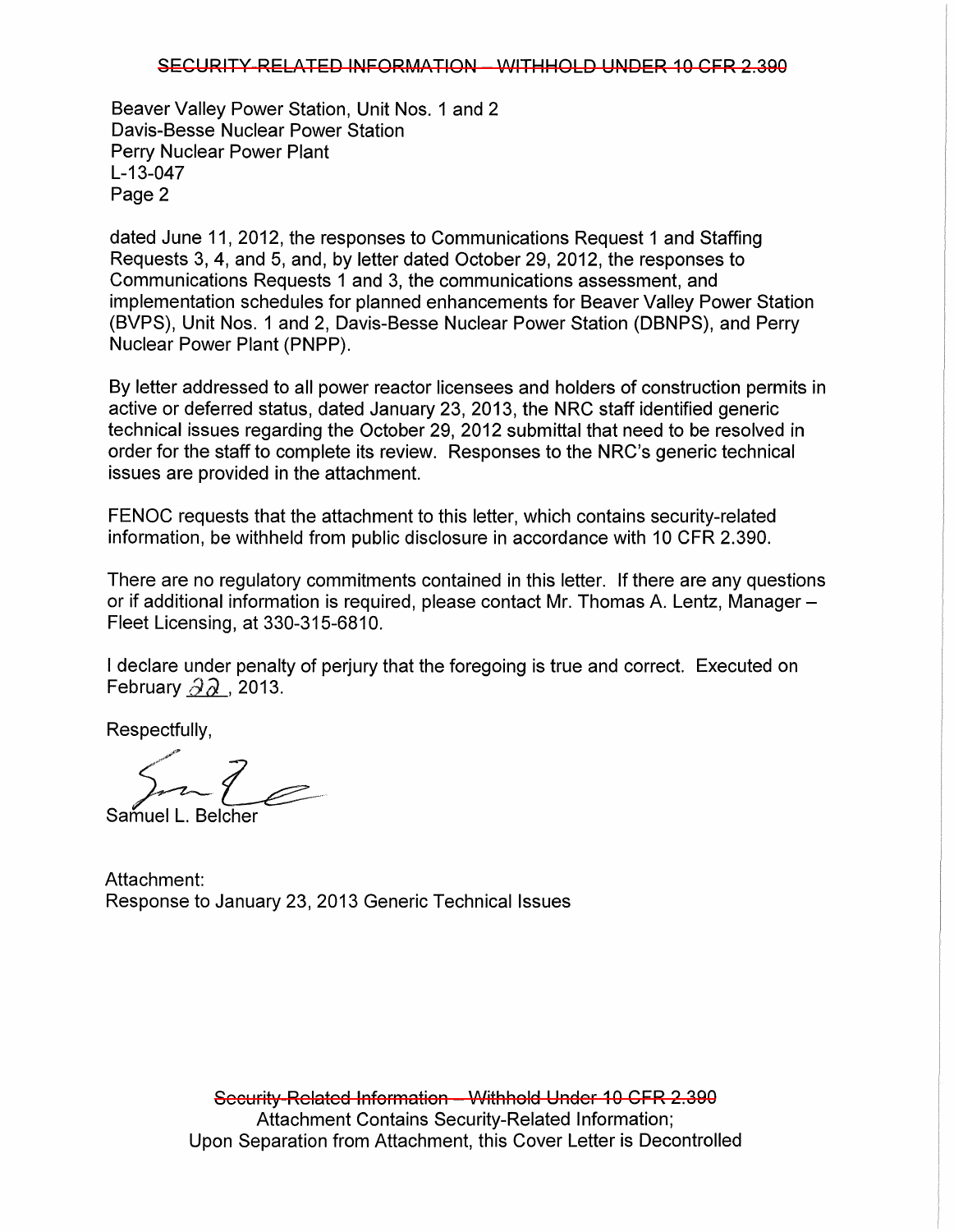Beaver Valley Power Station, Unit Nos. 1 and 2
Davis-Besse Nuclear Power Station
Perry Nuclear Power Plant
L-13-047
Page 2

dated June 11, 2012, the responses to Communications Request 1 and Staffing Requests 3, 4, and 5, and, by letter dated October 29, 2012, the responses to Communications Requests 1 and 3, the communications assessment, and implementation schedules for planned enhancements for Beaver Valley Power Station (BVPS), Unit Nos. 1 and 2, Davis-Besse Nuclear Power Station (DBNPS), and Perry Nuclear Power Plant (PNPP).

By letter addressed to all power reactor licensees and holders of construction permits in active or deferred status, dated January 23, 2013, the NRC staff identified generic technical issues regarding the October 29, 2012 submittal that need to be resolved in order for the staff to complete its review. Responses to the NRC's generic technical issues are provided in the attachment.

FENOC requests that the attachment to this letter, which contains security-related information, be withheld from public disclosure in accordance with 10 CFR 2.390.

There are no regulatory commitments contained in this letter. If there are any questions or if additional information is required, please contact Mr. Thomas A. Lentz, Manager – Fleet Licensing, at 330-315-6810.

I declare under penalty of perjury that the foregoing is true and correct. Executed on February 22, 2013.

Respectfully,

Samuel L. Belcher

Attachment:
Response to January 23, 2013 Generic Technical Issues

Attachment Contains Security-Related Information;
Upon Separation from Attachment, this Cover Letter is Decontrolled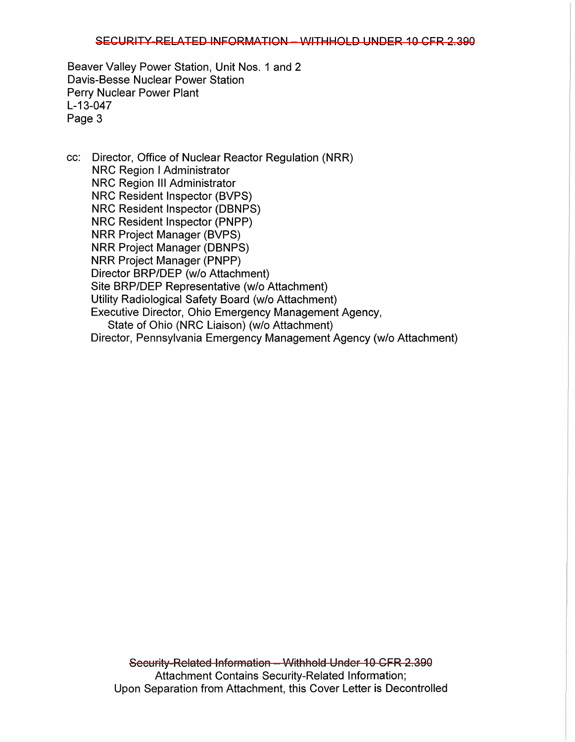Beaver Valley Power Station, Unit Nos. 1 and 2
Davis-Besse Nuclear Power Station
Perry Nuclear Power Plant
L-13-047
Page 3

cc: Director, Office of Nuclear Reactor Regulation (NRR)
NRC Region I Administrator
NRC Region III Administrator
NRC Resident Inspector (BVPS)
NRC Resident Inspector (DBNPS)
NRC Resident Inspector (PNPP)
NRR Project Manager (BVPS)
NRR Project Manager (DBNPS)
NRR Project Manager (PNPP)
Director BRP/DEP (w/o Attachment)
Site BRP/DEP Representative (w/o Attachment)
Utility Radiological Safety Board (w/o Attachment)
Executive Director, Ohio Emergency Management Agency, State of Ohio (NRC Liaison) (w/o Attachment)
Director, Pennsylvania Emergency Management Agency (w/o Attachment)

~~Security-Related Information – Withhold Under 10 CFR 2.390~~
Attachment Contains Security-Related Information;
Upon Separation from Attachment, this Cover Letter is Decontrolled